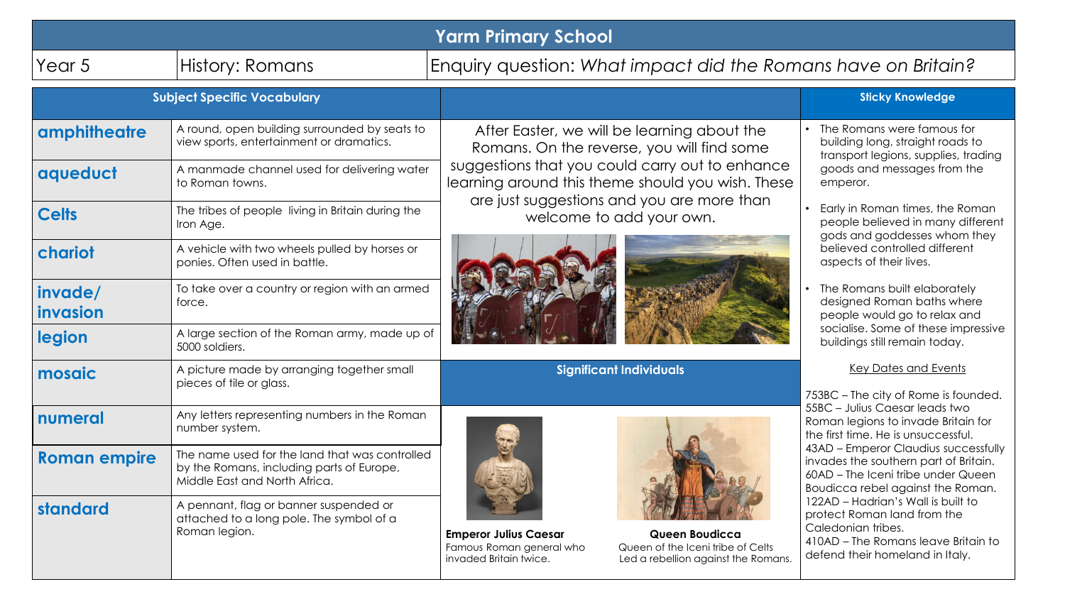# Yarm Primary School

| Year 5 | History: Romans | Enquiry question: *What impact did the Romans have on Britain?* |
|---|---|---|

## Subject Specific Vocabulary

| Word | Definition |
|---|---|
| **amphitheatre** | A round, open building surrounded by seats to view sports, entertainment or dramatics. |
| **aqueduct** | A manmade channel used for delivering water to Roman towns. |
| **Celts** | The tribes of people living in Britain during the Iron Age. |
| **chariot** | A vehicle with two wheels pulled by horses or ponies. Often used in battle. |
| **invade/ invasion** | To take over a country or region with an armed force. |
| **legion** | A large section of the Roman army, made up of 5000 soldiers. |
| **mosaic** | A picture made by arranging together small pieces of tile or glass. |
| **numeral** | Any letters representing numbers in the Roman number system. |
| **Roman empire** | The name used for the land that was controlled by the Romans, including parts of Europe, Middle East and North Africa. |
| **standard** | A pennant, flag or banner suspended or attached to a long pole. The symbol of a Roman legion. |

After Easter, we will be learning about the Romans. On the reverse, you will find some suggestions that you could carry out to enhance learning around this theme should you wish. These are just suggestions and you are more than welcome to add your own.

## Significant Individuals

**Emperor Julius Caesar**
Famous Roman general who invaded Britain twice.

**Queen Boudicca**
Queen of the Iceni tribe of Celts
Led a rebellion against the Romans.

## Sticky Knowledge

- The Romans were famous for building long, straight roads to transport legions, supplies, trading goods and messages from the emperor.
- Early in Roman times, the Roman people believed in many different gods and goddesses whom they believed controlled different aspects of their lives.
- The Romans built elaborately designed Roman baths where people would go to relax and socialise. Some of these impressive buildings still remain today.

### Key Dates and Events

753BC – The city of Rome is founded.
55BC – Julius Caesar leads two Roman legions to invade Britain for the first time. He is unsuccessful.
43AD – Emperor Claudius successfully invades the southern part of Britain.
60AD – The Iceni tribe under Queen Boudicca rebel against the Roman.
122AD – Hadrian's Wall is built to protect Roman land from the Caledonian tribes.
410AD – The Romans leave Britain to defend their homeland in Italy.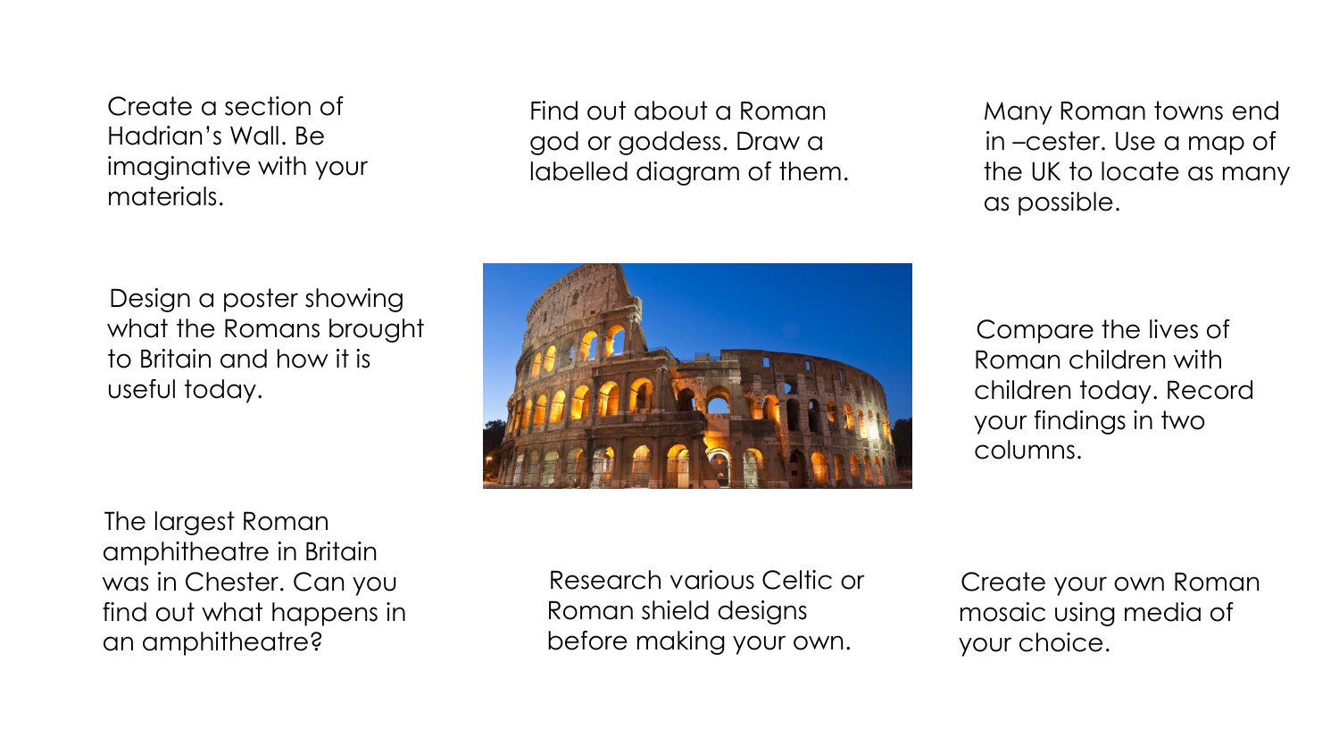Create a section of Hadrian's Wall. Be imaginative with your materials.

Find out about a Roman god or goddess. Draw a labelled diagram of them.

Many Roman towns end in –cester. Use a map of the UK to locate as many as possible.

Design a poster showing what the Romans brought to Britain and how it is useful today.

Compare the lives of Roman children with children today. Record your findings in two columns.

The largest Roman amphitheatre in Britain was in Chester. Can you find out what happens in an amphitheatre?

Research various Celtic or Roman shield designs before making your own.

Create your own Roman mosaic using media of your choice.